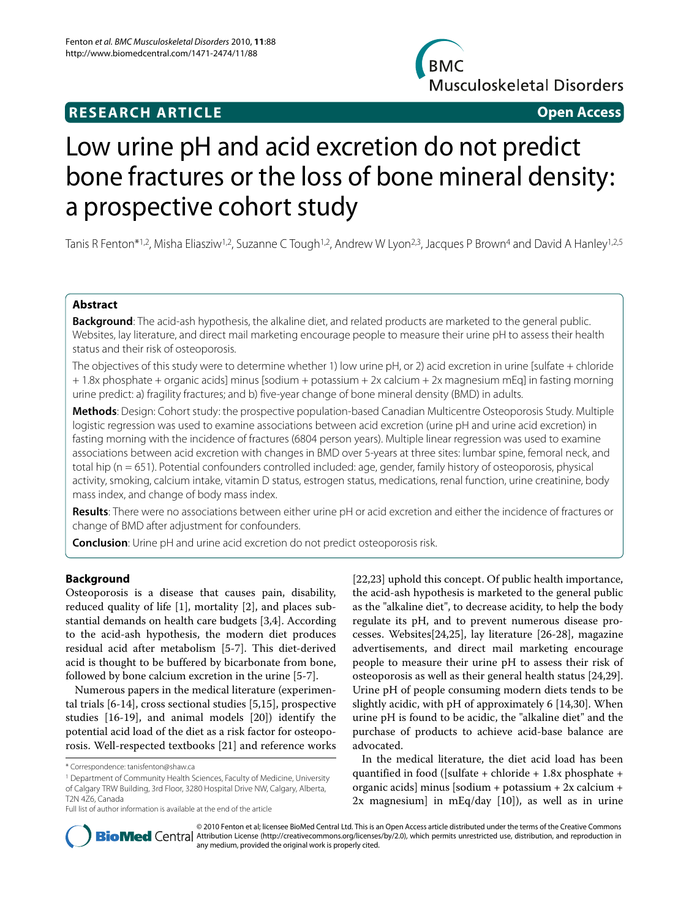**RESEARCH ARTICLE** **Open Access**

# Low urine pH and acid excretion do not predict bone fractures or the loss of bone mineral density: a prospective cohort study

Tanis R Fenton*[1,2], Misha Eliasziw[1,2], Suzanne C Tough[1,2], Andrew W Lyon[2,3], Jacques P Brown[4] and David A Hanley[1,2,5]

## Abstract

**Background**: The acid-ash hypothesis, the alkaline diet, and related products are marketed to the general public. Websites, lay literature, and direct mail marketing encourage people to measure their urine pH to assess their health status and their risk of osteoporosis.

The objectives of this study were to determine whether 1) low urine pH, or 2) acid excretion in urine [sulfate + chloride + 1.8x phosphate + organic acids] minus [sodium + potassium + 2x calcium + 2x magnesium mEq] in fasting morning urine predict: a) fragility fractures; and b) five-year change of bone mineral density (BMD) in adults.

**Methods**: Design: Cohort study: the prospective population-based Canadian Multicentre Osteoporosis Study. Multiple logistic regression was used to examine associations between acid excretion (urine pH and urine acid excretion) in fasting morning with the incidence of fractures (6804 person years). Multiple linear regression was used to examine associations between acid excretion with changes in BMD over 5-years at three sites: lumbar spine, femoral neck, and total hip (n = 651). Potential confounders controlled included: age, gender, family history of osteoporosis, physical activity, smoking, calcium intake, vitamin D status, estrogen status, medications, renal function, urine creatinine, body mass index, and change of body mass index.

**Results**: There were no associations between either urine pH or acid excretion and either the incidence of fractures or change of BMD after adjustment for confounders.

**Conclusion**: Urine pH and urine acid excretion do not predict osteoporosis risk.

## Background

Osteoporosis is a disease that causes pain, disability, reduced quality of life [1], mortality [2], and places substantial demands on health care budgets [3,4]. According to the acid-ash hypothesis, the modern diet produces residual acid after metabolism [5-7]. This diet-derived acid is thought to be buffered by bicarbonate from bone, followed by bone calcium excretion in the urine [5-7].

Numerous papers in the medical literature (experimental trials [6-14], cross sectional studies [5,15], prospective studies [16-19], and animal models [20]) identify the potential acid load of the diet as a risk factor for osteoporosis. Well-respected textbooks [21] and reference works [22,23] uphold this concept. Of public health importance, the acid-ash hypothesis is marketed to the general public as the "alkaline diet", to decrease acidity, to help the body regulate its pH, and to prevent numerous disease processes. Websites[24,25], lay literature [26-28], magazine advertisements, and direct mail marketing encourage people to measure their urine pH to assess their risk of osteoporosis as well as their general health status [24,29]. Urine pH of people consuming modern diets tends to be slightly acidic, with pH of approximately 6 [14,30]. When urine pH is found to be acidic, the "alkaline diet" and the purchase of products to achieve acid-base balance are advocated.

In the medical literature, the diet acid load has been quantified in food ([sulfate + chloride + 1.8x phosphate + organic acids] minus [sodium + potassium + 2x calcium + 2x magnesium] in mEq/day [10]), as well as in urine

\* Correspondence: tanisfenton@shaw.ca

[1] Department of Community Health Sciences, Faculty of Medicine, University of Calgary TRW Building, 3rd Floor, 3280 Hospital Drive NW, Calgary, Alberta, T2N 4Z6, Canada

Full list of author information is available at the end of the article

© 2010 Fenton et al; licensee BioMed Central Ltd. This is an Open Access article distributed under the terms of the Creative Commons Attribution License (http://creativecommons.org/licenses/by/2.0), which permits unrestricted use, distribution, and reproduction in any medium, provided the original work is properly cited.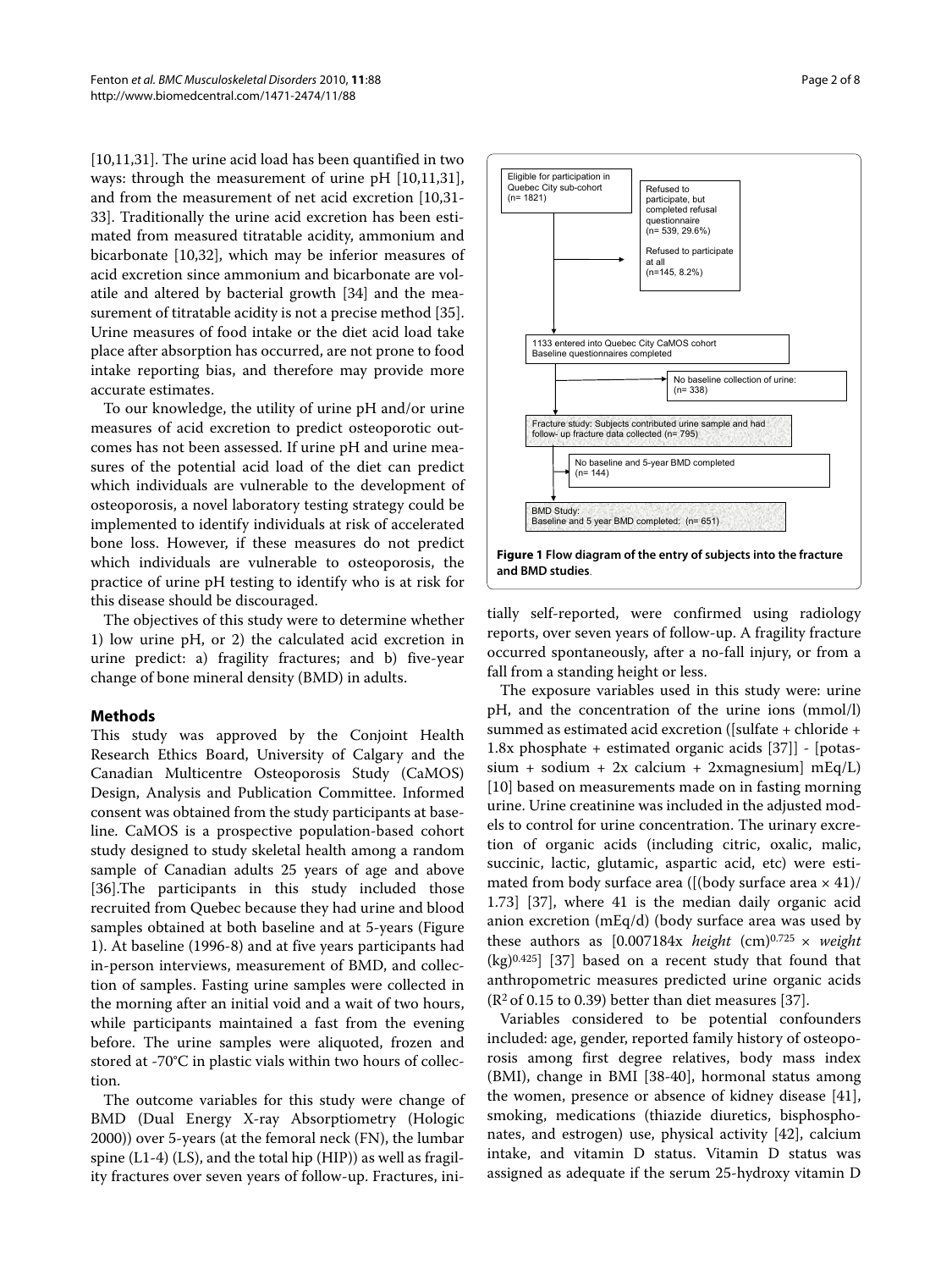[10,11,31]. The urine acid load has been quantified in two ways: through the measurement of urine pH [10,11,31], and from the measurement of net acid excretion [10,31-33]. Traditionally the urine acid excretion has been estimated from measured titratable acidity, ammonium and bicarbonate [10,32], which may be inferior measures of acid excretion since ammonium and bicarbonate are volatile and altered by bacterial growth [34] and the measurement of titratable acidity is not a precise method [35]. Urine measures of food intake or the diet acid load take place after absorption has occurred, are not prone to food intake reporting bias, and therefore may provide more accurate estimates.

To our knowledge, the utility of urine pH and/or urine measures of acid excretion to predict osteoporotic outcomes has not been assessed. If urine pH and urine measures of the potential acid load of the diet can predict which individuals are vulnerable to the development of osteoporosis, a novel laboratory testing strategy could be implemented to identify individuals at risk of accelerated bone loss. However, if these measures do not predict which individuals are vulnerable to osteoporosis, the practice of urine pH testing to identify who is at risk for this disease should be discouraged.

The objectives of this study were to determine whether 1) low urine pH, or 2) the calculated acid excretion in urine predict: a) fragility fractures; and b) five-year change of bone mineral density (BMD) in adults.

## Methods

This study was approved by the Conjoint Health Research Ethics Board, University of Calgary and the Canadian Multicentre Osteoporosis Study (CaMOS) Design, Analysis and Publication Committee. Informed consent was obtained from the study participants at baseline. CaMOS is a prospective population-based cohort study designed to study skeletal health among a random sample of Canadian adults 25 years of age and above [36].The participants in this study included those recruited from Quebec because they had urine and blood samples obtained at both baseline and at 5-years (Figure 1). At baseline (1996-8) and at five years participants had in-person interviews, measurement of BMD, and collection of samples. Fasting urine samples were collected in the morning after an initial void and a wait of two hours, while participants maintained a fast from the evening before. The urine samples were aliquoted, frozen and stored at -70°C in plastic vials within two hours of collection.

The outcome variables for this study were change of BMD (Dual Energy X-ray Absorptiometry (Hologic 2000)) over 5-years (at the femoral neck (FN), the lumbar spine (L1-4) (LS), and the total hip (HIP)) as well as fragility fractures over seven years of follow-up. Fractures, initially self-reported, were confirmed using radiology reports, over seven years of follow-up. A fragility fracture occurred spontaneously, after a no-fall injury, or from a fall from a standing height or less.

Eligible for participation in Quebec City sub-cohort (n= 1821)

Refused to participate, but completed refusal questionnaire (n= 539, 29.6%)

Refused to participate at all (n=145, 8.2%)

1133 entered into Quebec City CaMOS cohort Baseline questionnaires completed

No baseline collection of urine: (n= 338)

Fracture study: Subjects contributed urine sample and had follow- up fracture data collected (n= 795)

No baseline and 5-year BMD completed (n= 144)

BMD Study: Baseline and 5 year BMD completed: (n= 651)

**Figure 1 Flow diagram of the entry of subjects into the fracture and BMD studies**.

The exposure variables used in this study were: urine pH, and the concentration of the urine ions (mmol/l) summed as estimated acid excretion ([sulfate + chloride + 1.8x phosphate + estimated organic acids [37]] - [potassium + sodium + 2x calcium + 2xmagnesium] mEq/L) [10] based on measurements made on in fasting morning urine. Urine creatinine was included in the adjusted models to control for urine concentration. The urinary excretion of organic acids (including citric, oxalic, malic, succinic, lactic, glutamic, aspartic acid, etc) were estimated from body surface area ([(body surface area × 41)/1.73] [37], where 41 is the median daily organic acid anion excretion (mEq/d) (body surface area was used by these authors as [$0.007184 \times$ *height* (cm)$^{0.725}$ × *weight* (kg)$^{0.425}$] [37] based on a recent study that found that anthropometric measures predicted urine organic acids ($R^2$ of 0.15 to 0.39) better than diet measures [37].

Variables considered to be potential confounders included: age, gender, reported family history of osteoporosis among first degree relatives, body mass index (BMI), change in BMI [38-40], hormonal status among the women, presence or absence of kidney disease [41], smoking, medications (thiazide diuretics, bisphosphonates, and estrogen) use, physical activity [42], calcium intake, and vitamin D status. Vitamin D status was assigned as adequate if the serum 25-hydroxy vitamin D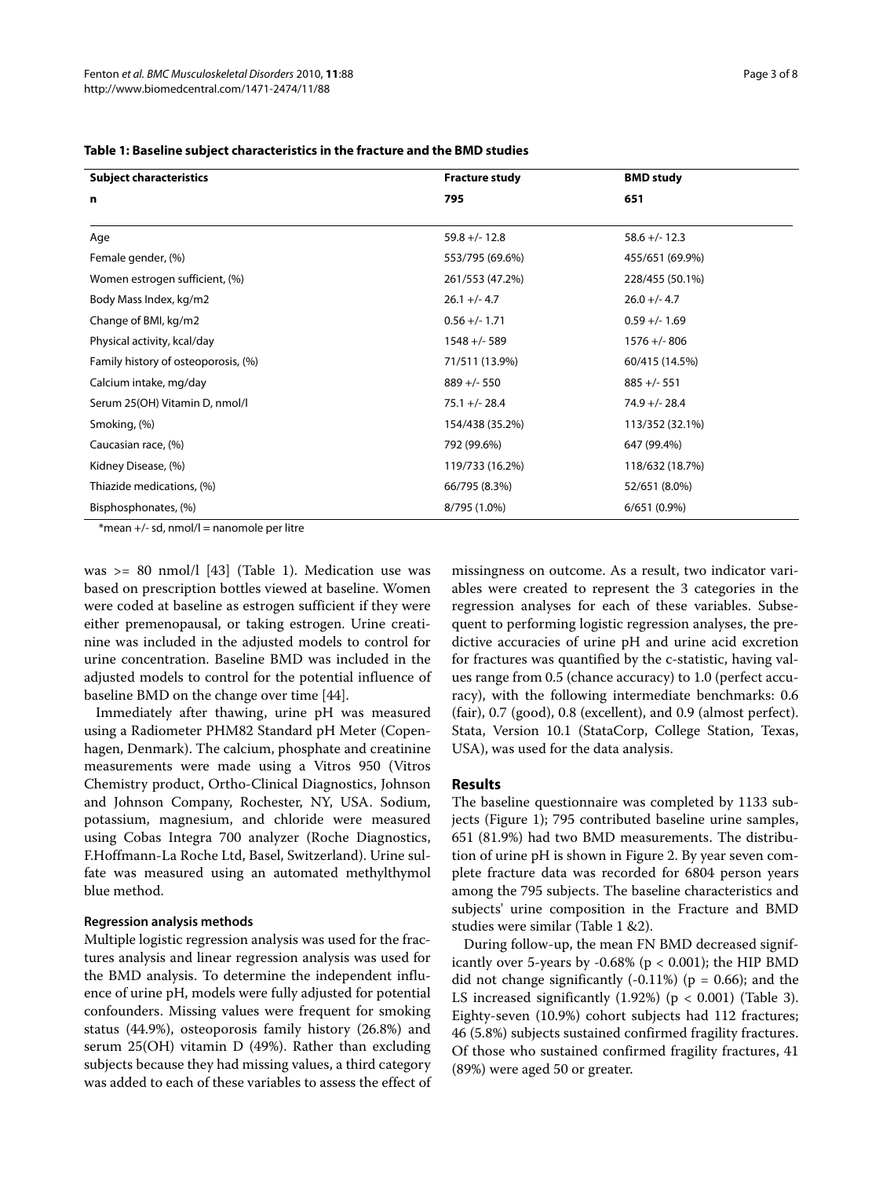**Table 1: Baseline subject characteristics in the fracture and the BMD studies**

| Subject characteristics | Fracture study | BMD study |
|---|---|---|
| **n** | **795** | **651** |
| Age | 59.8 +/- 12.8 | 58.6 +/- 12.3 |
| Female gender, (%) | 553/795 (69.6%) | 455/651 (69.9%) |
| Women estrogen sufficient, (%) | 261/553 (47.2%) | 228/455 (50.1%) |
| Body Mass Index, kg/m2 | 26.1 +/- 4.7 | 26.0 +/- 4.7 |
| Change of BMI, kg/m2 | 0.56 +/- 1.71 | 0.59 +/- 1.69 |
| Physical activity, kcal/day | 1548 +/- 589 | 1576 +/- 806 |
| Family history of osteoporosis, (%) | 71/511 (13.9%) | 60/415 (14.5%) |
| Calcium intake, mg/day | 889 +/- 550 | 885 +/- 551 |
| Serum 25(OH) Vitamin D, nmol/l | 75.1 +/- 28.4 | 74.9 +/- 28.4 |
| Smoking, (%) | 154/438 (35.2%) | 113/352 (32.1%) |
| Caucasian race, (%) | 792 (99.6%) | 647 (99.4%) |
| Kidney Disease, (%) | 119/733 (16.2%) | 118/632 (18.7%) |
| Thiazide medications, (%) | 66/795 (8.3%) | 52/651 (8.0%) |
| Bisphosphonates, (%) | 8/795 (1.0%) | 6/651 (0.9%) |

*mean +/- sd, nmol/l = nanomole per litre

was >= 80 nmol/l [43] (Table 1). Medication use was based on prescription bottles viewed at baseline. Women were coded at baseline as estrogen sufficient if they were either premenopausal, or taking estrogen. Urine creatinine was included in the adjusted models to control for urine concentration. Baseline BMD was included in the adjusted models to control for the potential influence of baseline BMD on the change over time [44].

Immediately after thawing, urine pH was measured using a Radiometer PHM82 Standard pH Meter (Copenhagen, Denmark). The calcium, phosphate and creatinine measurements were made using a Vitros 950 (Vitros Chemistry product, Ortho-Clinical Diagnostics, Johnson and Johnson Company, Rochester, NY, USA. Sodium, potassium, magnesium, and chloride were measured using Cobas Integra 700 analyzer (Roche Diagnostics, F.Hoffmann-La Roche Ltd, Basel, Switzerland). Urine sulfate was measured using an automated methylthymol blue method.

### Regression analysis methods

Multiple logistic regression analysis was used for the fractures analysis and linear regression analysis was used for the BMD analysis. To determine the independent influence of urine pH, models were fully adjusted for potential confounders. Missing values were frequent for smoking status (44.9%), osteoporosis family history (26.8%) and serum 25(OH) vitamin D (49%). Rather than excluding subjects because they had missing values, a third category was added to each of these variables to assess the effect of missingness on outcome. As a result, two indicator variables were created to represent the 3 categories in the regression analyses for each of these variables. Subsequent to performing logistic regression analyses, the predictive accuracies of urine pH and urine acid excretion for fractures was quantified by the c-statistic, having values range from 0.5 (chance accuracy) to 1.0 (perfect accuracy), with the following intermediate benchmarks: 0.6 (fair), 0.7 (good), 0.8 (excellent), and 0.9 (almost perfect). Stata, Version 10.1 (StataCorp, College Station, Texas, USA), was used for the data analysis.

## Results

The baseline questionnaire was completed by 1133 subjects (Figure 1); 795 contributed baseline urine samples, 651 (81.9%) had two BMD measurements. The distribution of urine pH is shown in Figure 2. By year seven complete fracture data was recorded for 6804 person years among the 795 subjects. The baseline characteristics and subjects' urine composition in the Fracture and BMD studies were similar (Table 1 &2).

During follow-up, the mean FN BMD decreased significantly over 5-years by -0.68% ($p < 0.001$); the HIP BMD did not change significantly (-0.11%) ($p = 0.66$); and the LS increased significantly (1.92%) ($p < 0.001$) (Table 3). Eighty-seven (10.9%) cohort subjects had 112 fractures; 46 (5.8%) subjects sustained confirmed fragility fractures. Of those who sustained confirmed fragility fractures, 41 (89%) were aged 50 or greater.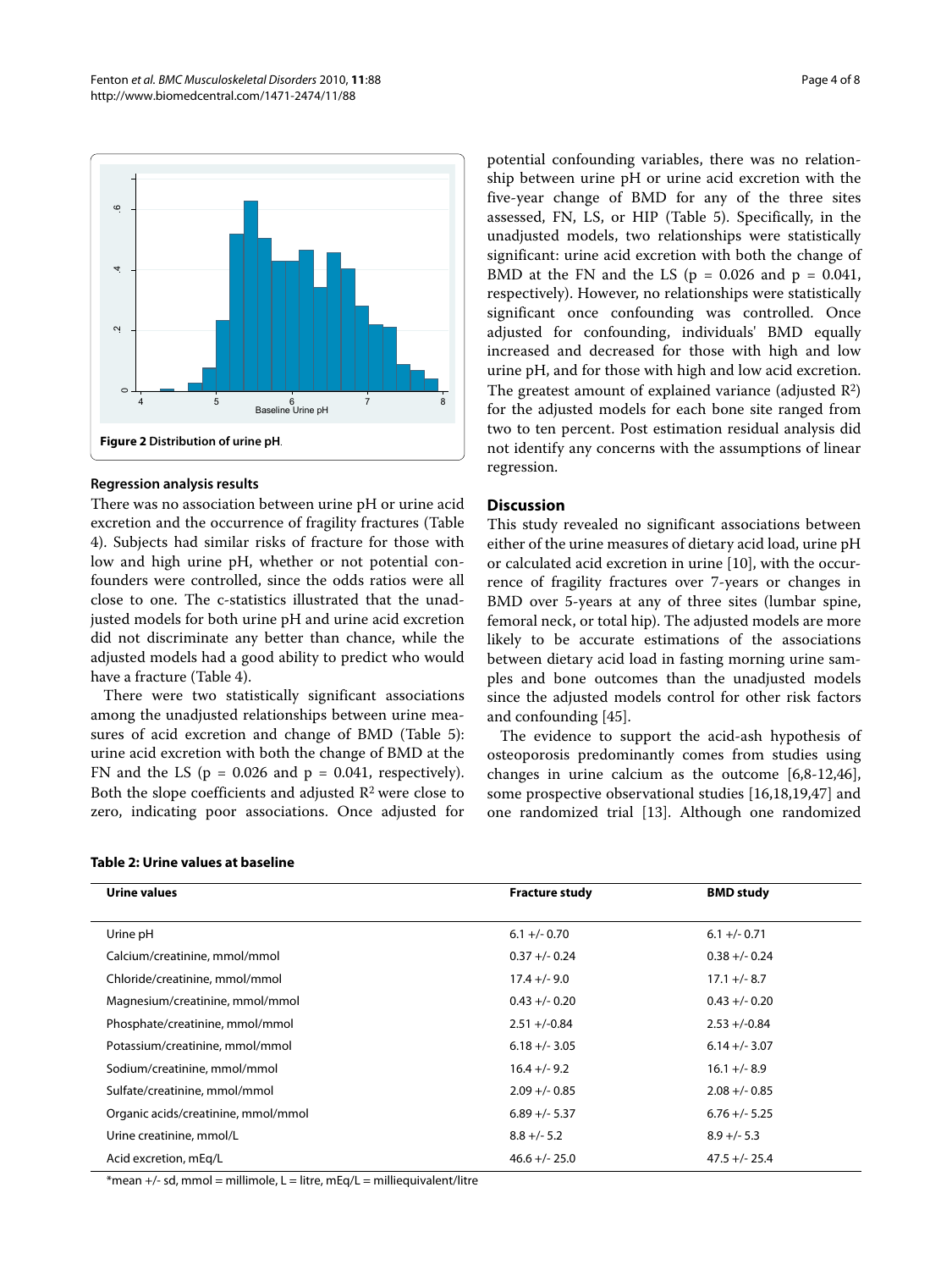Figure 2 Distribution of urine pH.

### Regression analysis results

There was no association between urine pH or urine acid excretion and the occurrence of fragility fractures (Table 4). Subjects had similar risks of fracture for those with low and high urine pH, whether or not potential confounders were controlled, since the odds ratios were all close to one. The c-statistics illustrated that the unadjusted models for both urine pH and urine acid excretion did not discriminate any better than chance, while the adjusted models had a good ability to predict who would have a fracture (Table 4).

There were two statistically significant associations among the unadjusted relationships between urine measures of acid excretion and change of BMD (Table 5): urine acid excretion with both the change of BMD at the FN and the LS ($p = 0.026$ and $p = 0.041$, respectively). Both the slope coefficients and adjusted $R^2$ were close to zero, indicating poor associations. Once adjusted for potential confounding variables, there was no relationship between urine pH or urine acid excretion with the five-year change of BMD for any of the three sites assessed, FN, LS, or HIP (Table 5). Specifically, in the unadjusted models, two relationships were statistically significant: urine acid excretion with both the change of BMD at the FN and the LS ($p = 0.026$ and $p = 0.041$, respectively). However, no relationships were statistically significant once confounding was controlled. Once adjusted for confounding, individuals' BMD equally increased and decreased for those with high and low urine pH, and for those with high and low acid excretion. The greatest amount of explained variance (adjusted $R^2$) for the adjusted models for each bone site ranged from two to ten percent. Post estimation residual analysis did not identify any concerns with the assumptions of linear regression.

## Discussion

This study revealed no significant associations between either of the urine measures of dietary acid load, urine pH or calculated acid excretion in urine [10], with the occurrence of fragility fractures over 7-years or changes in BMD over 5-years at any of three sites (lumbar spine, femoral neck, or total hip). The adjusted models are more likely to be accurate estimations of the associations between dietary acid load in fasting morning urine samples and bone outcomes than the unadjusted models since the adjusted models control for other risk factors and confounding [45].

The evidence to support the acid-ash hypothesis of osteoporosis predominantly comes from studies using changes in urine calcium as the outcome [6,8-12,46], some prospective observational studies [16,18,19,47] and one randomized trial [13]. Although one randomized

**Table 2: Urine values at baseline**

| Urine values | Fracture study | BMD study |
|---|---|---|
| Urine pH | 6.1 +/- 0.70 | 6.1 +/- 0.71 |
| Calcium/creatinine, mmol/mmol | 0.37 +/- 0.24 | 0.38 +/- 0.24 |
| Chloride/creatinine, mmol/mmol | 17.4 +/- 9.0 | 17.1 +/- 8.7 |
| Magnesium/creatinine, mmol/mmol | 0.43 +/- 0.20 | 0.43 +/- 0.20 |
| Phosphate/creatinine, mmol/mmol | 2.51 +/-0.84 | 2.53 +/-0.84 |
| Potassium/creatinine, mmol/mmol | 6.18 +/- 3.05 | 6.14 +/- 3.07 |
| Sodium/creatinine, mmol/mmol | 16.4 +/- 9.2 | 16.1 +/- 8.9 |
| Sulfate/creatinine, mmol/mmol | 2.09 +/- 0.85 | 2.08 +/- 0.85 |
| Organic acids/creatinine, mmol/mmol | 6.89 +/- 5.37 | 6.76 +/- 5.25 |
| Urine creatinine, mmol/L | 8.8 +/- 5.2 | 8.9 +/- 5.3 |
| Acid excretion, mEq/L | 46.6 +/- 25.0 | 47.5 +/- 25.4 |

*mean +/- sd, mmol = millimole, L = litre, mEq/L = milliequivalent/litre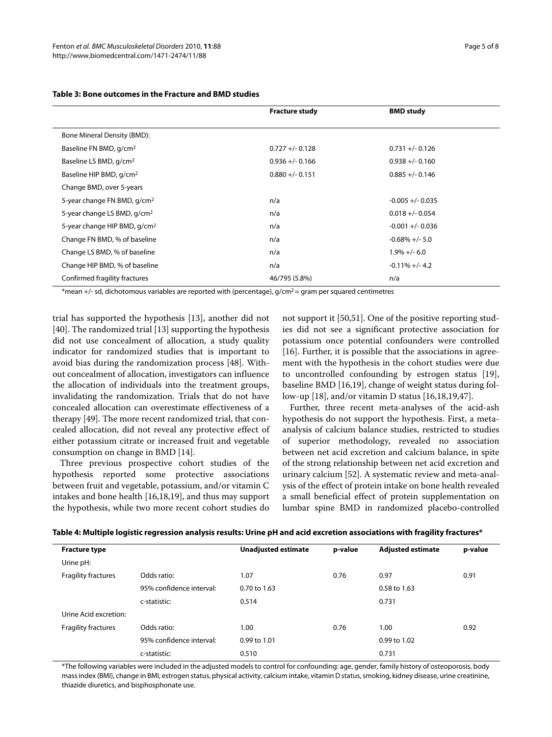**Table 3: Bone outcomes in the Fracture and BMD studies**

| | Fracture study | BMD study |
|---|---|---|
| Bone Mineral Density (BMD): | | |
| Baseline FN BMD, g/cm$^2$ | 0.727 +/- 0.128 | 0.731 +/- 0.126 |
| Baseline LS BMD, g/cm$^2$ | 0.936 +/- 0.166 | 0.938 +/- 0.160 |
| Baseline HIP BMD, g/cm$^2$ | 0.880 +/- 0.151 | 0.885 +/- 0.146 |
| Change BMD, over 5-years | | |
| 5-year change FN BMD, g/cm$^2$ | n/a | -0.005 +/- 0.035 |
| 5-year change LS BMD, g/cm$^2$ | n/a | 0.018 +/- 0.054 |
| 5-year change HIP BMD, g/cm$^2$ | n/a | -0.001 +/- 0.036 |
| Change FN BMD, % of baseline | n/a | -0.68% +/- 5.0 |
| Change LS BMD, % of baseline | n/a | 1.9% +/- 6.0 |
| Change HIP BMD, % of baseline | n/a | -0.11% +/- 4.2 |
| Confirmed fragility fractures | 46/795 (5.8%) | n/a |

*mean +/- sd, dichotomous variables are reported with (percentage), g/cm$^2$ = gram per squared centimetres

trial has supported the hypothesis [13], another did not [40]. The randomized trial [13] supporting the hypothesis did not use concealment of allocation, a study quality indicator for randomized studies that is important to avoid bias during the randomization process [48]. Without concealment of allocation, investigators can influence the allocation of individuals into the treatment groups, invalidating the randomization. Trials that do not have concealed allocation can overestimate effectiveness of a therapy [49]. The more recent randomized trial, that concealed allocation, did not reveal any protective effect of either potassium citrate or increased fruit and vegetable consumption on change in BMD [14].

Three previous prospective cohort studies of the hypothesis reported some protective associations between fruit and vegetable, potassium, and/or vitamin C intakes and bone health [16,18,19], and thus may support the hypothesis, while two more recent cohort studies do not support it [50,51]. One of the positive reporting studies did not see a significant protective association for potassium once potential confounders were controlled [16]. Further, it is possible that the associations in agreement with the hypothesis in the cohort studies were due to uncontrolled confounding by estrogen status [19], baseline BMD [16,19], change of weight status during follow-up [18], and/or vitamin D status [16,18,19,47].

Further, three recent meta-analyses of the acid-ash hypothesis do not support the hypothesis. First, a meta-analysis of calcium balance studies, restricted to studies of superior methodology, revealed no association between net acid excretion and calcium balance, in spite of the strong relationship between net acid excretion and urinary calcium [52]. A systematic review and meta-analysis of the effect of protein intake on bone health revealed a small beneficial effect of protein supplementation on lumbar spine BMD in randomized placebo-controlled

**Table 4: Multiple logistic regression analysis results: Urine pH and acid excretion associations with fragility fractures***

| Fracture type | | Unadjusted estimate | p-value | Adjusted estimate | p-value |
|---|---|---|---|---|---|
| Urine pH: | | | | | |
| Fragility fractures | Odds ratio: | 1.07 | 0.76 | 0.97 | 0.91 |
| | 95% confidence interval: | 0.70 to 1.63 | | 0.58 to 1.63 | |
| | c-statistic: | 0.514 | | 0.731 | |
| Urine Acid excretion: | | | | | |
| Fragility fractures | Odds ratio: | 1.00 | 0.76 | 1.00 | 0.92 |
| | 95% confidence interval: | 0.99 to 1.01 | | 0.99 to 1.02 | |
| | c-statistic: | 0.510 | | 0.731 | |

*The following variables were included in the adjusted models to control for confounding: age, gender, family history of osteoporosis, body mass index (BMI), change in BMI, estrogen status, physical activity, calcium intake, vitamin D status, smoking, kidney disease, urine creatinine, thiazide diuretics, and bisphosphonate use.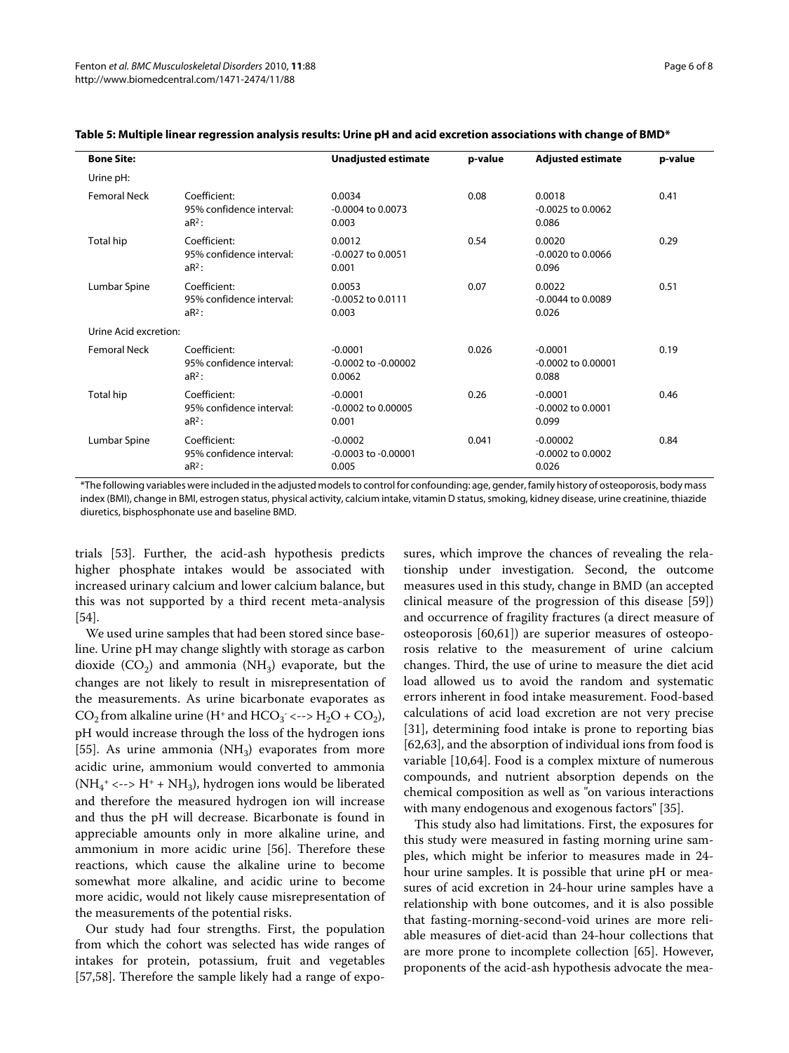**Table 5: Multiple linear regression analysis results: Urine pH and acid excretion associations with change of BMD***

| Bone Site: | | Unadjusted estimate | p-value | Adjusted estimate | p-value |
|---|---|---|---|---|---|
| Urine pH: | | | | | |
| Femoral Neck | Coefficient: | 0.0034 | 0.08 | 0.0018 | 0.41 |
| | 95% confidence interval: | -0.0004 to 0.0073 | | -0.0025 to 0.0062 | |
| | $aR^2$: | 0.003 | | 0.086 | |
| Total hip | Coefficient: | 0.0012 | 0.54 | 0.0020 | 0.29 |
| | 95% confidence interval: | -0.0027 to 0.0051 | | -0.0020 to 0.0066 | |
| | $aR^2$: | 0.001 | | 0.096 | |
| Lumbar Spine | Coefficient: | 0.0053 | 0.07 | 0.0022 | 0.51 |
| | 95% confidence interval: | -0.0052 to 0.0111 | | -0.0044 to 0.0089 | |
| | $aR^2$: | 0.003 | | 0.026 | |
| Urine Acid excretion: | | | | | |
| Femoral Neck | Coefficient: | -0.0001 | 0.026 | -0.0001 | 0.19 |
| | 95% confidence interval: | -0.0002 to -0.00002 | | -0.0002 to 0.00001 | |
| | $aR^2$: | 0.0062 | | 0.088 | |
| Total hip | Coefficient: | -0.0001 | 0.26 | -0.0001 | 0.46 |
| | 95% confidence interval: | -0.0002 to 0.00005 | | -0.0002 to 0.0001 | |
| | $aR^2$: | 0.001 | | 0.099 | |
| Lumbar Spine | Coefficient: | -0.0002 | 0.041 | -0.00002 | 0.84 |
| | 95% confidence interval: | -0.0003 to -0.00001 | | -0.0002 to 0.0002 | |
| | $aR^2$: | 0.005 | | 0.026 | |

*The following variables were included in the adjusted models to control for confounding: age, gender, family history of osteoporosis, body mass index (BMI), change in BMI, estrogen status, physical activity, calcium intake, vitamin D status, smoking, kidney disease, urine creatinine, thiazide diuretics, bisphosphonate use and baseline BMD.

trials [53]. Further, the acid-ash hypothesis predicts higher phosphate intakes would be associated with increased urinary calcium and lower calcium balance, but this was not supported by a third recent meta-analysis [54].

We used urine samples that had been stored since baseline. Urine pH may change slightly with storage as carbon dioxide ($CO_2$) and ammonia ($NH_3$) evaporate, but the changes are not likely to result in misrepresentation of the measurements. As urine bicarbonate evaporates as $CO_2$ from alkaline urine ($H^+$ and $HCO_3^-$ <--> $H_2O + CO_2$), pH would increase through the loss of the hydrogen ions [55]. As urine ammonia ($NH_3$) evaporates from more acidic urine, ammonium would converted to ammonia ($NH_4^+$ <--> $H^+ + NH_3$), hydrogen ions would be liberated and therefore the measured hydrogen ion will increase and thus the pH will decrease. Bicarbonate is found in appreciable amounts only in more alkaline urine, and ammonium in more acidic urine [56]. Therefore these reactions, which cause the alkaline urine to become somewhat more alkaline, and acidic urine to become more acidic, would not likely cause misrepresentation of the measurements of the potential risks.

Our study had four strengths. First, the population from which the cohort was selected has wide ranges of intakes for protein, potassium, fruit and vegetables [57,58]. Therefore the sample likely had a range of exposures, which improve the chances of revealing the relationship under investigation. Second, the outcome measures used in this study, change in BMD (an accepted clinical measure of the progression of this disease [59]) and occurrence of fragility fractures (a direct measure of osteoporosis [60,61]) are superior measures of osteoporosis relative to the measurement of urine calcium changes. Third, the use of urine to measure the diet acid load allowed us to avoid the random and systematic errors inherent in food intake measurement. Food-based calculations of acid load excretion are not very precise [31], determining food intake is prone to reporting bias [62,63], and the absorption of individual ions from food is variable [10,64]. Food is a complex mixture of numerous compounds, and nutrient absorption depends on the chemical composition as well as "on various interactions with many endogenous and exogenous factors" [35].

This study also had limitations. First, the exposures for this study were measured in fasting morning urine samples, which might be inferior to measures made in 24-hour urine samples. It is possible that urine pH or measures of acid excretion in 24-hour urine samples have a relationship with bone outcomes, and it is also possible that fasting-morning-second-void urines are more reliable measures of diet-acid than 24-hour collections that are more prone to incomplete collection [65]. However, proponents of the acid-ash hypothesis advocate the mea-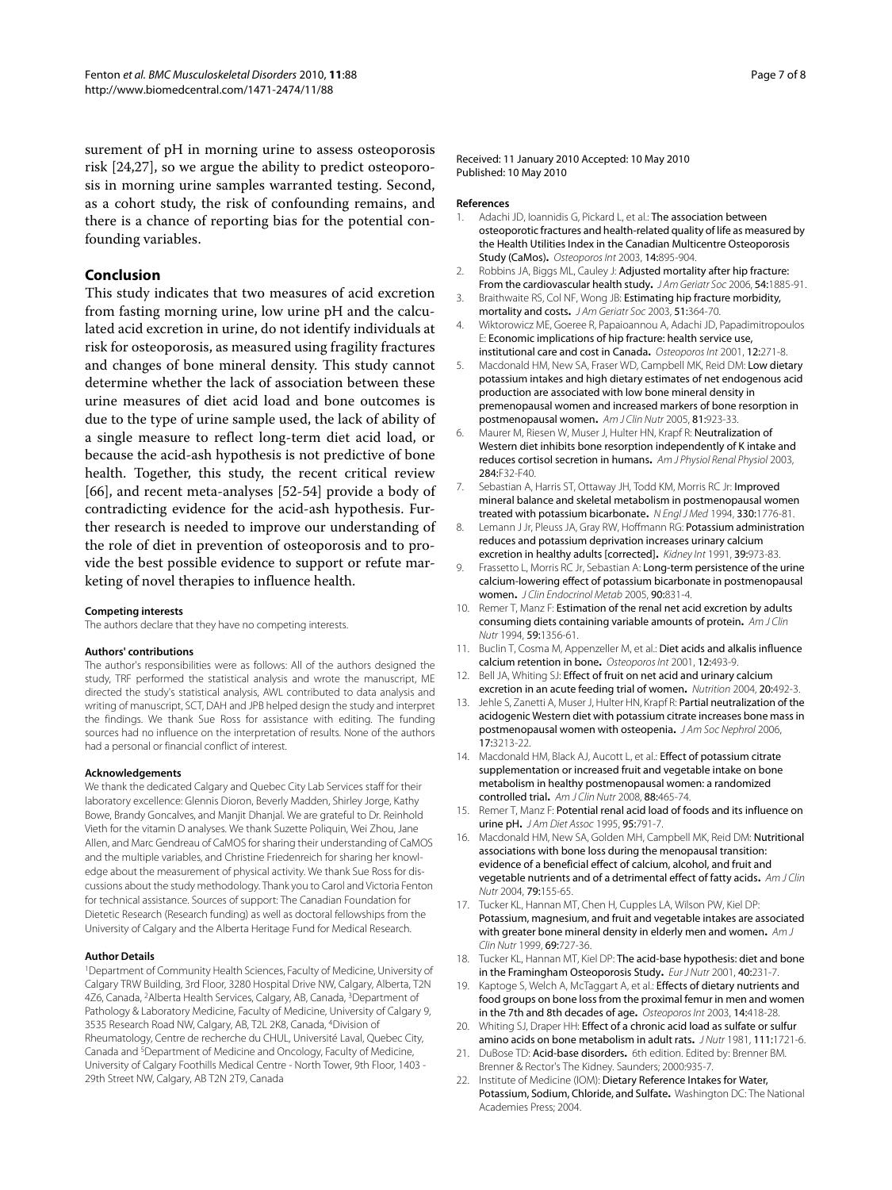surement of pH in morning urine to assess osteoporosis risk [24,27], so we argue the ability to predict osteoporosis in morning urine samples warranted testing. Second, as a cohort study, the risk of confounding remains, and there is a chance of reporting bias for the potential confounding variables.

## Conclusion

This study indicates that two measures of acid excretion from fasting morning urine, low urine pH and the calculated acid excretion in urine, do not identify individuals at risk for osteoporosis, as measured using fragility fractures and changes of bone mineral density. This study cannot determine whether the lack of association between these urine measures of diet acid load and bone outcomes is due to the type of urine sample used, the lack of ability of a single measure to reflect long-term diet acid load, or because the acid-ash hypothesis is not predictive of bone health. Together, this study, the recent critical review [66], and recent meta-analyses [52-54] provide a body of contradicting evidence for the acid-ash hypothesis. Further research is needed to improve our understanding of the role of diet in prevention of osteoporosis and to provide the best possible evidence to support or refute marketing of novel therapies to influence health.

#### Competing interests

The authors declare that they have no competing interests.

#### Authors' contributions

The author's responsibilities were as follows: All of the authors designed the study, TRF performed the statistical analysis and wrote the manuscript, ME directed the study's statistical analysis, AWL contributed to data analysis and writing of manuscript, SCT, DAH and JPB helped design the study and interpret the findings. We thank Sue Ross for assistance with editing. The funding sources had no influence on the interpretation of results. None of the authors had a personal or financial conflict of interest.

#### Acknowledgements

We thank the dedicated Calgary and Quebec City Lab Services staff for their laboratory excellence: Glennis Dioron, Beverly Madden, Shirley Jorge, Kathy Bowe, Brandy Goncalves, and Manjit Dhanjal. We are grateful to Dr. Reinhold Vieth for the vitamin D analyses. We thank Suzette Poliquin, Wei Zhou, Jane Allen, and Marc Gendreau of CaMOS for sharing their understanding of CaMOS and the multiple variables, and Christine Friedenreich for sharing her knowledge about the measurement of physical activity. We thank Sue Ross for discussions about the study methodology. Thank you to Carol and Victoria Fenton for technical assistance. Sources of support: The Canadian Foundation for Dietetic Research (Research funding) as well as doctoral fellowships from the University of Calgary and the Alberta Heritage Fund for Medical Research.

#### Author Details

[1]Department of Community Health Sciences, Faculty of Medicine, University of Calgary TRW Building, 3rd Floor, 3280 Hospital Drive NW, Calgary, Alberta, T2N 4Z6, Canada, [2]Alberta Health Services, Calgary, AB, Canada, [3]Department of Pathology & Laboratory Medicine, Faculty of Medicine, University of Calgary 9, 3535 Research Road NW, Calgary, AB, T2L 2K8, Canada, [4]Division of Rheumatology, Centre de recherche du CHUL, Université Laval, Quebec City, Canada and [5]Department of Medicine and Oncology, Faculty of Medicine, University of Calgary Foothills Medical Centre - North Tower, 9th Floor, 1403 - 29th Street NW, Calgary, AB T2N 2T9, Canada

Received: 11 January 2010 Accepted: 10 May 2010
Published: 10 May 2010

#### References

1. Adachi JD, Ioannidis G, Pickard L, et al.: **The association between osteoporotic fractures and health-related quality of life as measured by the Health Utilities Index in the Canadian Multicentre Osteoporosis Study (CaMos).** *Osteoporos Int* 2003, **14**:895-904.
2. Robbins JA, Biggs ML, Cauley J: **Adjusted mortality after hip fracture: From the cardiovascular health study.** *J Am Geriatr Soc* 2006, **54**:1885-91.
3. Braithwaite RS, Col NF, Wong JB: **Estimating hip fracture morbidity, mortality and costs.** *J Am Geriatr Soc* 2003, **51**:364-70.
4. Wiktorowicz ME, Goeree R, Papaioannou A, Adachi JD, Papadimitropoulos E: **Economic implications of hip fracture: health service use, institutional care and cost in Canada.** *Osteoporos Int* 2001, **12**:271-8.
5. Macdonald HM, New SA, Fraser WD, Campbell MK, Reid DM: **Low dietary potassium intakes and high dietary estimates of net endogenous acid production are associated with low bone mineral density in premenopausal women and increased markers of bone resorption in postmenopausal women.** *Am J Clin Nutr* 2005, **81**:923-33.
6. Maurer M, Riesen W, Muser J, Hulter HN, Krapf R: **Neutralization of Western diet inhibits bone resorption independently of K intake and reduces cortisol secretion in humans.** *Am J Physiol Renal Physiol* 2003, **284**:F32-F40.
7. Sebastian A, Harris ST, Ottaway JH, Todd KM, Morris RC Jr: **Improved mineral balance and skeletal metabolism in postmenopausal women treated with potassium bicarbonate.** *N Engl J Med* 1994, **330**:1776-81.
8. Lemann J Jr, Pleuss JA, Gray RW, Hoffmann RG: **Potassium administration reduces and potassium deprivation increases urinary calcium excretion in healthy adults [corrected].** *Kidney Int* 1991, **39**:973-83.
9. Frassetto L, Morris RC Jr, Sebastian A: **Long-term persistence of the urine calcium-lowering effect of potassium bicarbonate in postmenopausal women.** *J Clin Endocrinol Metab* 2005, **90**:831-4.
10. Remer T, Manz F: **Estimation of the renal net acid excretion by adults consuming diets containing variable amounts of protein.** *Am J Clin Nutr* 1994, **59**:1356-61.
11. Buclin T, Cosma M, Appenzeller M, et al.: **Diet acids and alkalis influence calcium retention in bone.** *Osteoporos Int* 2001, **12**:493-9.
12. Bell JA, Whiting SJ: **Effect of fruit on net acid and urinary calcium excretion in an acute feeding trial of women.** *Nutrition* 2004, **20**:492-3.
13. Jehle S, Zanetti A, Muser J, Hulter HN, Krapf R: **Partial neutralization of the acidogenic Western diet with potassium citrate increases bone mass in postmenopausal women with osteopenia.** *J Am Soc Nephrol* 2006, **17**:3213-22.
14. Macdonald HM, Black AJ, Aucott L, et al.: **Effect of potassium citrate supplementation or increased fruit and vegetable intake on bone metabolism in healthy postmenopausal women: a randomized controlled trial.** *Am J Clin Nutr* 2008, **88**:465-74.
15. Remer T, Manz F: **Potential renal acid load of foods and its influence on urine pH.** *J Am Diet Assoc* 1995, **95**:791-7.
16. Macdonald HM, New SA, Golden MH, Campbell MK, Reid DM: **Nutritional associations with bone loss during the menopausal transition: evidence of a beneficial effect of calcium, alcohol, and fruit and vegetable nutrients and of a detrimental effect of fatty acids.** *Am J Clin Nutr* 2004, **79**:155-65.
17. Tucker KL, Hannan MT, Chen H, Cupples LA, Wilson PW, Kiel DP: **Potassium, magnesium, and fruit and vegetable intakes are associated with greater bone mineral density in elderly men and women.** *Am J Clin Nutr* 1999, **69**:727-36.
18. Tucker KL, Hannan MT, Kiel DP: **The acid-base hypothesis: diet and bone in the Framingham Osteoporosis Study.** *Eur J Nutr* 2001, **40**:231-7.
19. Kaptoge S, Welch A, McTaggart A, et al.: **Effects of dietary nutrients and food groups on bone loss from the proximal femur in men and women in the 7th and 8th decades of age.** *Osteoporos Int* 2003, **14**:418-28.
20. Whiting SJ, Draper HH: **Effect of a chronic acid load as sulfate or sulfur amino acids on bone metabolism in adult rats.** *J Nutr* 1981, **111**:1721-6.
21. DuBose TD: **Acid-base disorders.** 6th edition. Edited by: Brenner BM. Brenner & Rector's The Kidney. Saunders; 2000:935-7.
22. Institute of Medicine (IOM): **Dietary Reference Intakes for Water, Potassium, Sodium, Chloride, and Sulfate.** Washington DC: The National Academies Press; 2004.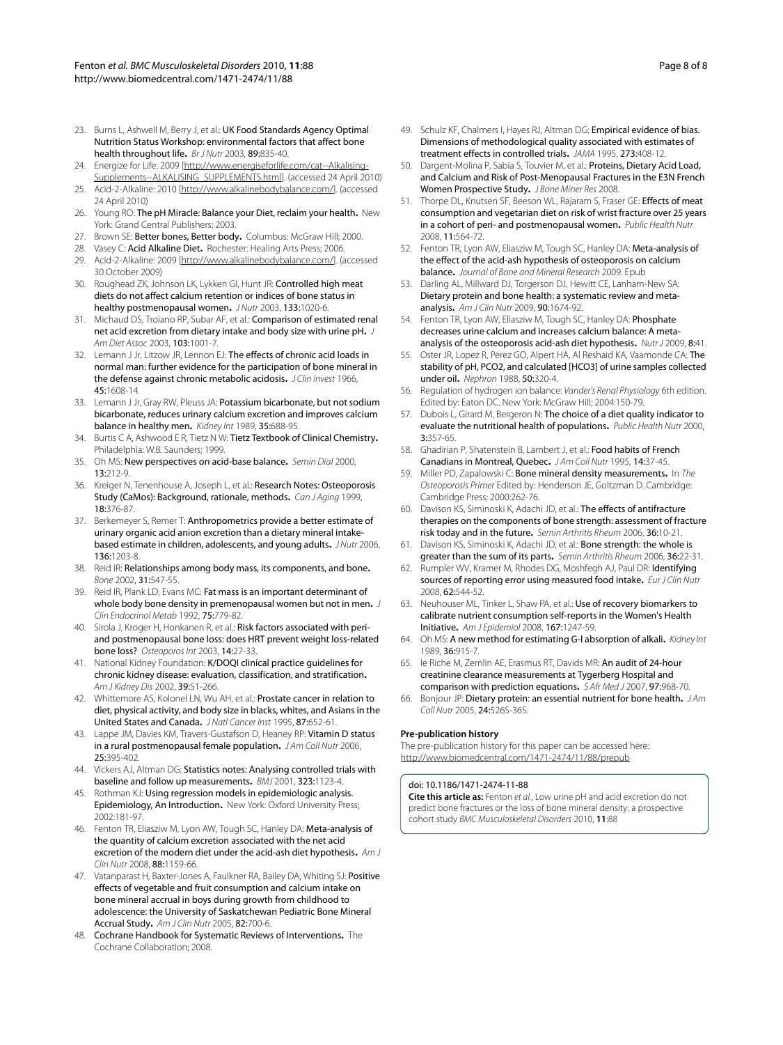23. Burns L, Ashwell M, Berry J, et al.: **UK Food Standards Agency Optimal Nutrition Status Workshop: environmental factors that affect bone health throughout life.** *Br J Nutr* 2003, **89**:835-40.
24. Energize for Life: 2009 [http://www.energiseforlife.com/cat--Alkalising-Supplements--ALKALISING_SUPPLEMENTS.html]. (accessed 24 April 2010)
25. Acid-2-Alkaline: 2010 [http://www.alkalinebodybalance.com/]. (accessed 24 April 2010)
26. Young RO: **The pH Miracle: Balance your Diet, reclaim your health.** New York: Grand Central Publishers; 2003.
27. Brown SE: **Better bones, Better body.** Columbus: McGraw Hill; 2000.
28. Vasey C: **Acid Alkaline Diet.** Rochester: Healing Arts Press; 2006.
29. Acid-2-Alkaline: 2009 [http://www.alkalinebodybalance.com/]. (accessed 30 October 2009)
30. Roughead ZK, Johnson LK, Lykken GI, Hunt JR: **Controlled high meat diets do not affect calcium retention or indices of bone status in healthy postmenopausal women.** *J Nutr* 2003, **133**:1020-6.
31. Michaud DS, Troiano RP, Subar AF, et al.: **Comparison of estimated renal net acid excretion from dietary intake and body size with urine pH.** *J Am Diet Assoc* 2003, **103**:1001-7.
32. Lemann J Jr, Litzow JR, Lennon EJ: **The effects of chronic acid loads in normal man: further evidence for the participation of bone mineral in the defense against chronic metabolic acidosis.** *J Clin Invest* 1966, **45**:1608-14.
33. Lemann J Jr, Gray RW, Pleuss JA: **Potassium bicarbonate, but not sodium bicarbonate, reduces urinary calcium excretion and improves calcium balance in healthy men.** *Kidney Int* 1989, **35**:688-95.
34. Burtis C A, Ashwood E R, Tietz N W: **Tietz Textbook of Clinical Chemistry.** Philadelphia: W.B. Saunders; 1999.
35. Oh MS: **New perspectives on acid-base balance.** *Semin Dial* 2000, **13**:212-9.
36. Kreiger N, Tenenhouse A, Joseph L, et al.: **Research Notes: Osteoporosis Study (CaMos): Background, rationale, methods.** *Can J Aging* 1999, **18**:376-87.
37. Berkemeyer S, Remer T: **Anthropometrics provide a better estimate of urinary organic acid anion excretion than a dietary mineral intake-based estimate in children, adolescents, and young adults.** *J Nutr* 2006, **136**:1203-8.
38. Reid IR: **Relationships among body mass, its components, and bone.** *Bone* 2002, **31**:547-55.
39. Reid IR, Plank LD, Evans MC: **Fat mass is an important determinant of whole body bone density in premenopausal women but not in men.** *J Clin Endocrinol Metab* 1992, **75**:779-82.
40. Sirola J, Kroger H, Honkanen R, et al.: **Risk factors associated with peri-and postmenopausal bone loss: does HRT prevent weight loss-related bone loss?** *Osteoporos Int* 2003, **14**:27-33.
41. National Kidney Foundation: **K/DOQI clinical practice guidelines for chronic kidney disease: evaluation, classification, and stratification.** *Am J Kidney Dis* 2002, **39**:S1-266.
42. Whittemore AS, Kolonel LN, Wu AH, et al.: **Prostate cancer in relation to diet, physical activity, and body size in blacks, whites, and Asians in the United States and Canada.** *J Natl Cancer Inst* 1995, **87**:652-61.
43. Lappe JM, Davies KM, Travers-Gustafson D, Heaney RP: **Vitamin D status in a rural postmenopausal female population.** *J Am Coll Nutr* 2006, **25**:395-402.
44. Vickers AJ, Altman DG: **Statistics notes: Analysing controlled trials with baseline and follow up measurements.** *BMJ* 2001, **323**:1123-4.
45. Rothman KJ: **Using regression models in epidemiologic analysis. Epidemiology, An Introduction.** New York: Oxford University Press; 2002:181-97.
46. Fenton TR, Eliasziw M, Lyon AW, Tough SC, Hanley DA: **Meta-analysis of the quantity of calcium excretion associated with the net acid excretion of the modern diet under the acid-ash diet hypothesis.** *Am J Clin Nutr* 2008, **88**:1159-66.
47. Vatanparast H, Baxter-Jones A, Faulkner RA, Bailey DA, Whiting SJ: **Positive effects of vegetable and fruit consumption and calcium intake on bone mineral accrual in boys during growth from childhood to adolescence: the University of Saskatchewan Pediatric Bone Mineral Accrual Study.** *Am J Clin Nutr* 2005, **82**:700-6.
48. **Cochrane Handbook for Systematic Reviews of Interventions.** The Cochrane Collaboration; 2008.
49. Schulz KF, Chalmers I, Hayes RJ, Altman DG: **Empirical evidence of bias. Dimensions of methodological quality associated with estimates of treatment effects in controlled trials.** *JAMA* 1995, **273**:408-12.
50. Dargent-Molina P, Sabia S, Touvier M, et al.: **Proteins, Dietary Acid Load, and Calcium and Risk of Post-Menopausal Fractures in the E3N French Women Prospective Study.** *J Bone Miner Res* 2008.
51. Thorpe DL, Knutsen SF, Beeson WL, Rajaram S, Fraser GE: **Effects of meat consumption and vegetarian diet on risk of wrist fracture over 25 years in a cohort of peri- and postmenopausal women.** *Public Health Nutr* 2008, **11**:564-72.
52. Fenton TR, Lyon AW, Eliasziw M, Tough SC, Hanley DA: **Meta-analysis of the effect of the acid-ash hypothesis of osteoporosis on calcium balance.** *Journal of Bone and Mineral Research* 2009. Epub
53. Darling AL, Millward DJ, Torgerson DJ, Hewitt CE, Lanham-New SA: **Dietary protein and bone health: a systematic review and meta-analysis.** *Am J Clin Nutr* 2009, **90**:1674-92.
54. Fenton TR, Lyon AW, Eliasziw M, Tough SC, Hanley DA: **Phosphate decreases urine calcium and increases calcium balance: A meta-analysis of the osteoporosis acid-ash diet hypothesis.** *Nutr J* 2009, **8**:41.
55. Oster JR, Lopez R, Perez GO, Alpert HA, Al Reshaid KA, Vaamonde CA: **The stability of pH, PCO2, and calculated [HCO3] of urine samples collected under oil.** *Nephron* 1988, **50**:320-4.
56. Regulation of hydrogen ion balance: *Vander's Renal Physiology* 6th edition. Edited by: Eaton DC. New York: McGraw Hill; 2004:150-79.
57. Dubois L, Girard M, Bergeron N: **The choice of a diet quality indicator to evaluate the nutritional health of populations.** *Public Health Nutr* 2000, **3**:357-65.
58. Ghadirian P, Shatenstein B, Lambert J, et al.: **Food habits of French Canadians in Montreal, Quebec.** *J Am Coll Nutr* 1995, **14**:37-45.
59. Miller PD, Zapalowski C: **Bone mineral density measurements.** In *The Osteoporosis Primer* Edited by: Henderson JE, Goltzman D. Cambridge: Cambridge Press; 2000:262-76.
60. Davison KS, Siminoski K, Adachi JD, et al.: **The effects of antifracture therapies on the components of bone strength: assessment of fracture risk today and in the future.** *Semin Arthritis Rheum* 2006, **36**:10-21.
61. Davison KS, Siminoski K, Adachi JD, et al.: **Bone strength: the whole is greater than the sum of its parts.** *Semin Arthritis Rheum* 2006, **36**:22-31.
62. Rumpler WV, Kramer M, Rhodes DG, Moshfegh AJ, Paul DR: **Identifying sources of reporting error using measured food intake.** *Eur J Clin Nutr* 2008, **62**:544-52.
63. Neuhouser ML, Tinker L, Shaw PA, et al.: **Use of recovery biomarkers to calibrate nutrient consumption self-reports in the Women's Health Initiative.** *Am J Epidemiol* 2008, **167**:1247-59.
64. Oh MS: **A new method for estimating G-I absorption of alkali.** *Kidney Int* 1989, **36**:915-7.
65. le Riche M, Zemlin AE, Erasmus RT, Davids MR: **An audit of 24-hour creatinine clearance measurements at Tygerberg Hospital and comparison with prediction equations.** *S Afr Med J* 2007, **97**:968-70.
66. Bonjour JP: **Dietary protein: an essential nutrient for bone health.** *J Am Coll Nutr* 2005, **24**:526S-36S.

## Pre-publication history

The pre-publication history for this paper can be accessed here:
http://www.biomedcentral.com/1471-2474/11/88/prepub

doi: 10.1186/1471-2474-11-88

**Cite this article as:** Fenton *et al.*, Low urine pH and acid excretion do not predict bone fractures or the loss of bone mineral density: a prospective cohort study *BMC Musculoskeletal Disorders* 2010, **11**:88